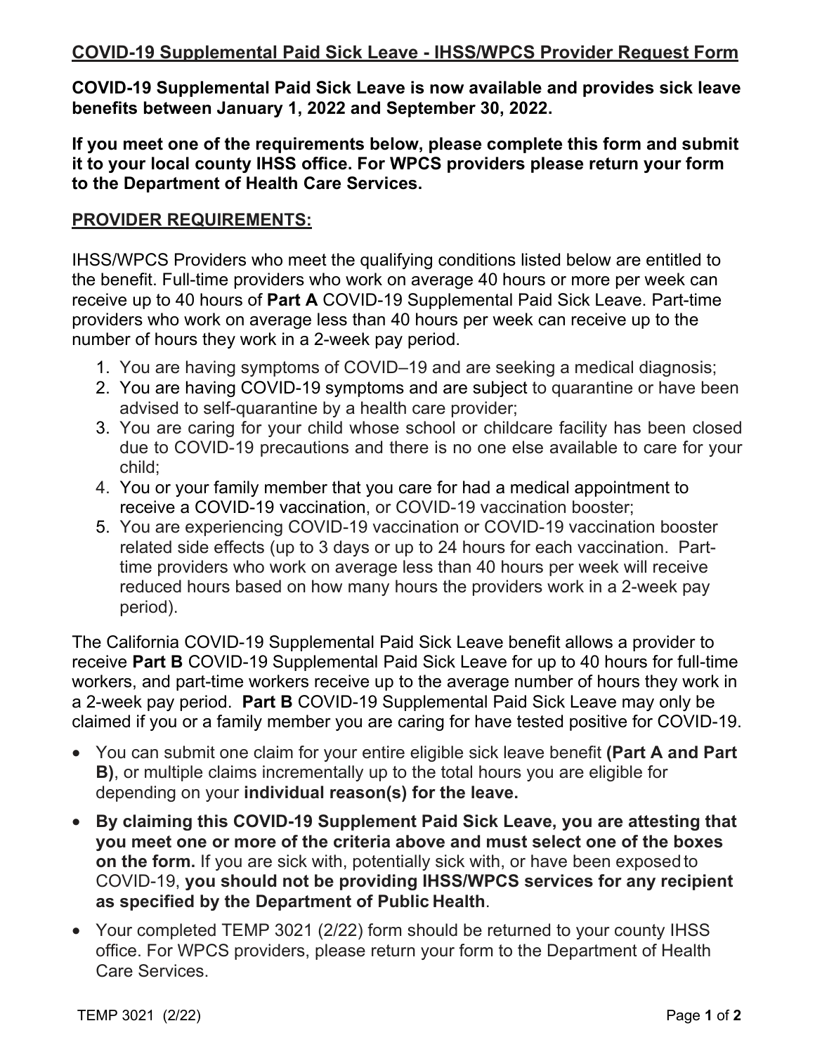## COVID-19 Supplemental Paid Sick Leave - IHSS/WPCS Provider Request Form

**COVID-19 Supplemental Paid Sick Leave is now available and provides sick leave benefits between January 1, 2022 and September 30, 2022.**

**If you meet one of the requirements below, please complete this form and submit it to your local county IHSS office. For WPCS providers please return your form to the Department of Health Care Services.**

### PROVIDER REQUIREMENTS:

IHSS/WPCS Providers who meet the qualifying conditions listed below are entitled to the benefit. Full-time providers who work on average 40 hours or more per week can receive up to 40 hours of **Part A** COVID-19 Supplemental Paid Sick Leave. Part-time providers who work on average less than 40 hours per week can receive up to the number of hours they work in a 2-week pay period.

1. You are having symptoms of COVID–19 and are seeking a medical diagnosis;
2. You are having COVID-19 symptoms and are subject to quarantine or have been advised to self-quarantine by a health care provider;
3. You are caring for your child whose school or childcare facility has been closed due to COVID-19 precautions and there is no one else available to care for your child;
4. You or your family member that you care for had a medical appointment to receive a COVID-19 vaccination, or COVID-19 vaccination booster;
5. You are experiencing COVID-19 vaccination or COVID-19 vaccination booster related side effects (up to 3 days or up to 24 hours for each vaccination. Part-time providers who work on average less than 40 hours per week will receive reduced hours based on how many hours the providers work in a 2-week pay period).

The California COVID-19 Supplemental Paid Sick Leave benefit allows a provider to receive **Part B** COVID-19 Supplemental Paid Sick Leave for up to 40 hours for full-time workers, and part-time workers receive up to the average number of hours they work in a 2-week pay period. **Part B** COVID-19 Supplemental Paid Sick Leave may only be claimed if you or a family member you are caring for have tested positive for COVID-19.

- You can submit one claim for your entire eligible sick leave benefit **(Part A and Part B)**, or multiple claims incrementally up to the total hours you are eligible for depending on your **individual reason(s) for the leave.**
- **By claiming this COVID-19 Supplement Paid Sick Leave, you are attesting that you meet one or more of the criteria above and must select one of the boxes on the form.** If you are sick with, potentially sick with, or have been exposed to COVID-19, **you should not be providing IHSS/WPCS services for any recipient as specified by the Department of Public Health**.
- Your completed TEMP 3021 (2/22) form should be returned to your county IHSS office. For WPCS providers, please return your form to the Department of Health Care Services.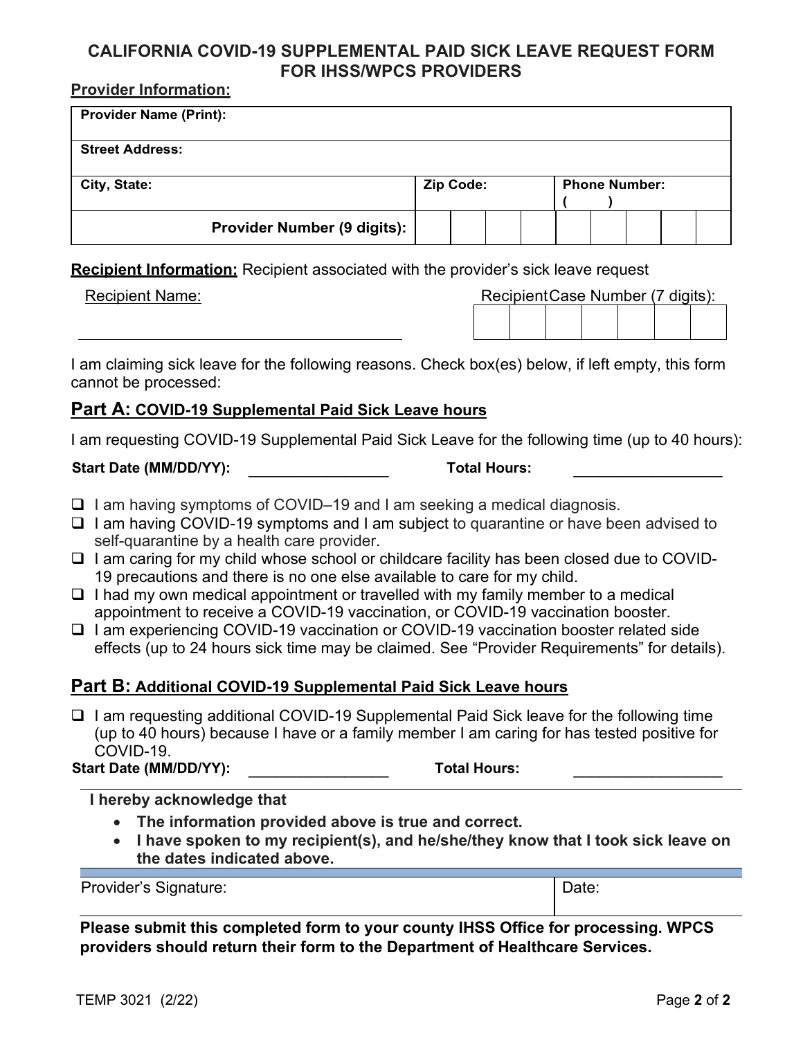# CALIFORNIA COVID-19 SUPPLEMENTAL PAID SICK LEAVE REQUEST FORM FOR IHSS/WPCS PROVIDERS

**Provider Information:**

| | | | | | | | | | |
|---|---|---|---|---|---|---|---|---|---|
| **Provider Name (Print):** | | | | | | | | | |
| **Street Address:** | | | | | | | | | |
| **City, State:** | **Zip Code:** | | | | **Phone Number:** ( ) | | | | |
| **Provider Number (9 digits):** | | | | | | | | | |

**Recipient Information:** Recipient associated with the provider's sick leave request

Recipient Name: ______________________________

Recipient Case Number (7 digits):

| | | | | | | |
|---|---|---|---|---|---|---|
| | | | | | | |

I am claiming sick leave for the following reasons. Check box(es) below, if left empty, this form cannot be processed:

## Part A: COVID-19 Supplemental Paid Sick Leave hours

I am requesting COVID-19 Supplemental Paid Sick Leave for the following time (up to 40 hours):

**Start Date (MM/DD/YY):** _________________ **Total Hours:** __________________

- ❑ I am having symptoms of COVID–19 and I am seeking a medical diagnosis.
- ❑ I am having COVID-19 symptoms and I am subject to quarantine or have been advised to self-quarantine by a health care provider.
- ❑ I am caring for my child whose school or childcare facility has been closed due to COVID-19 precautions and there is no one else available to care for my child.
- ❑ I had my own medical appointment or travelled with my family member to a medical appointment to receive a COVID-19 vaccination, or COVID-19 vaccination booster.
- ❑ I am experiencing COVID-19 vaccination or COVID-19 vaccination booster related side effects (up to 24 hours sick time may be claimed. See "Provider Requirements" for details).

## Part B: Additional COVID-19 Supplemental Paid Sick Leave hours

- ❑ I am requesting additional COVID-19 Supplemental Paid Sick leave for the following time (up to 40 hours) because I have or a family member I am caring for has tested positive for COVID-19.

**Start Date (MM/DD/YY):** _________________ **Total Hours:** __________________

**I hereby acknowledge that**

- **The information provided above is true and correct.**
- **I have spoken to my recipient(s), and he/she/they know that I took sick leave on the dates indicated above.**

| | |
|---|---|
| Provider's Signature: | Date: |

**Please submit this completed form to your county IHSS Office for processing. WPCS providers should return their form to the Department of Healthcare Services.**

TEMP 3021 (2/22)